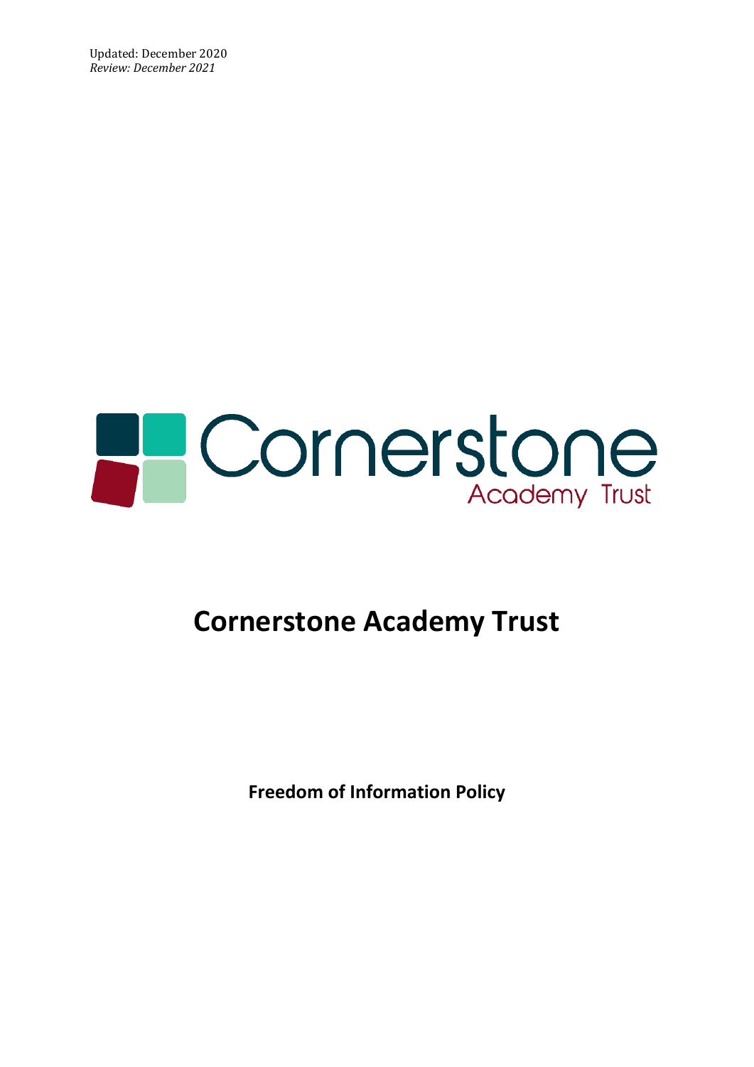Updated: December 2020
*Review: December 2021*

Cornerstone
Academy Trust

# Cornerstone Academy Trust

**Freedom of Information Policy**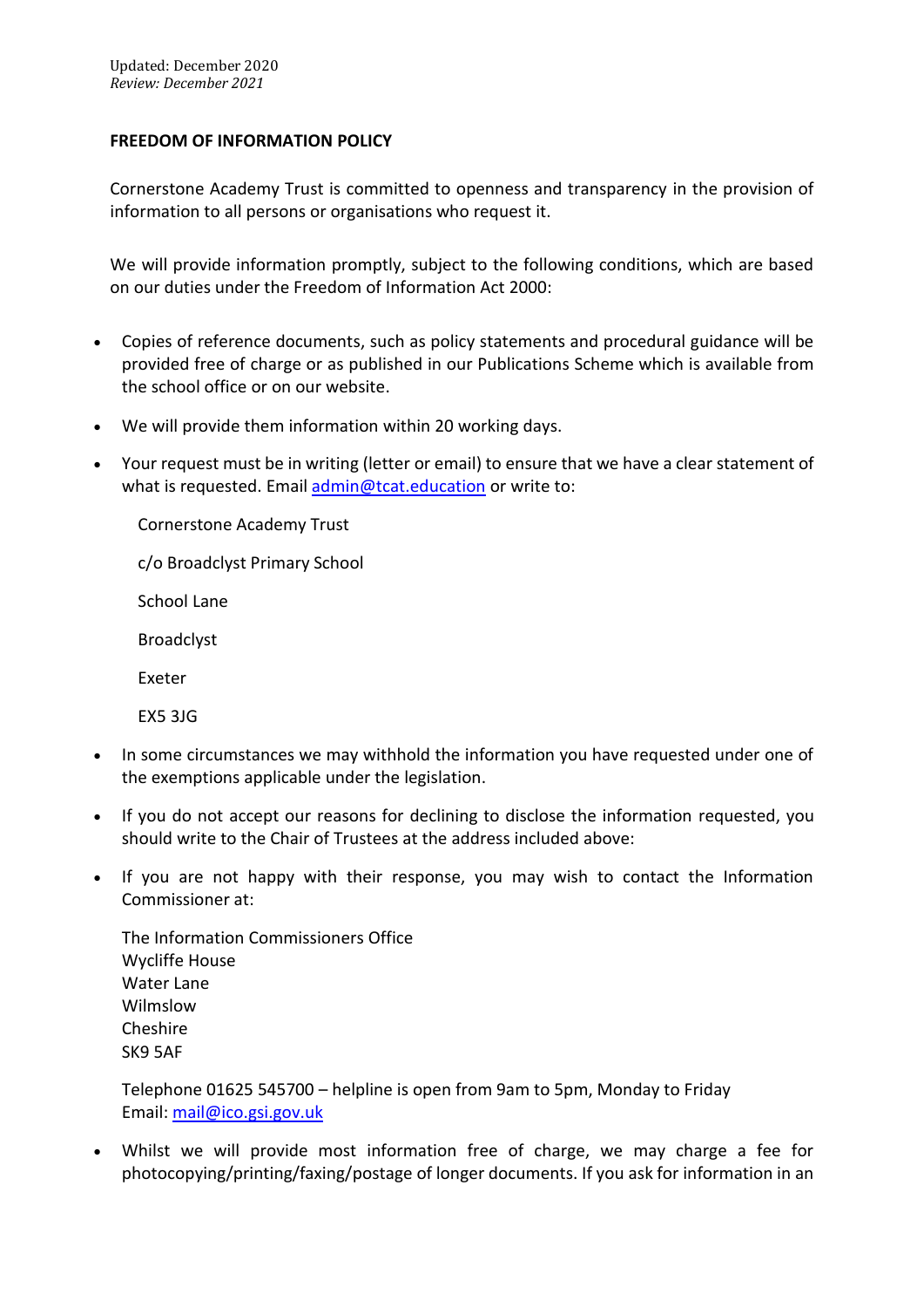Updated: December 2020
*Review: December 2021*

**FREEDOM OF INFORMATION POLICY**

Cornerstone Academy Trust is committed to openness and transparency in the provision of information to all persons or organisations who request it.

We will provide information promptly, subject to the following conditions, which are based on our duties under the Freedom of Information Act 2000:

- Copies of reference documents, such as policy statements and procedural guidance will be provided free of charge or as published in our Publications Scheme which is available from the school office or on our website.
- We will provide them information within 20 working days.
- Your request must be in writing (letter or email) to ensure that we have a clear statement of what is requested. Email [admin@tcat.education](mailto:admin@tcat.education) or write to:

  Cornerstone Academy Trust

  c/o Broadclyst Primary School

  School Lane

  Broadclyst

  Exeter

  EX5 3JG

- In some circumstances we may withhold the information you have requested under one of the exemptions applicable under the legislation.
- If you do not accept our reasons for declining to disclose the information requested, you should write to the Chair of Trustees at the address included above:
- If you are not happy with their response, you may wish to contact the Information Commissioner at:

  The Information Commissioners Office
  Wycliffe House
  Water Lane
  Wilmslow
  Cheshire
  SK9 5AF

  Telephone 01625 545700 – helpline is open from 9am to 5pm, Monday to Friday
  Email: [mail@ico.gsi.gov.uk](mailto:mail@ico.gsi.gov.uk)

- Whilst we will provide most information free of charge, we may charge a fee for photocopying/printing/faxing/postage of longer documents. If you ask for information in an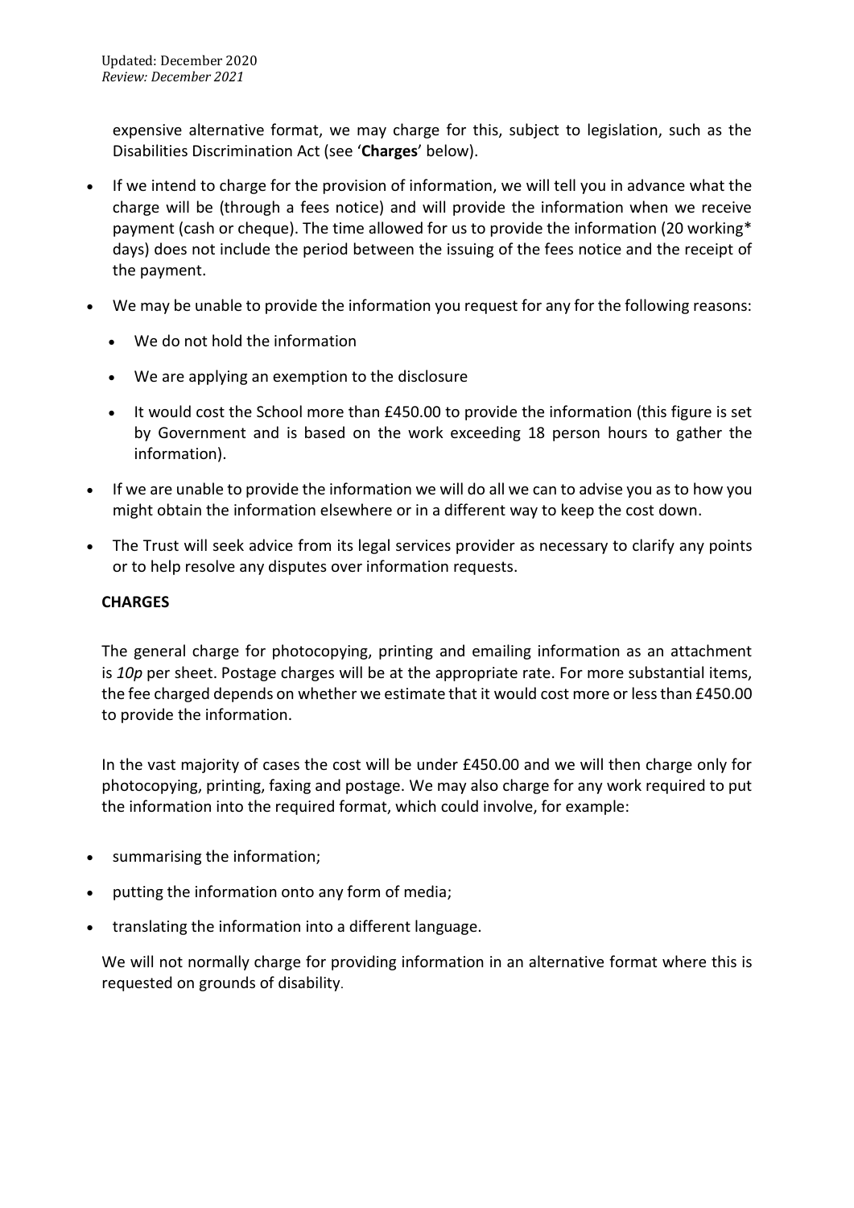expensive alternative format, we may charge for this, subject to legislation, such as the Disabilities Discrimination Act (see '**Charges**' below).

- If we intend to charge for the provision of information, we will tell you in advance what the charge will be (through a fees notice) and will provide the information when we receive payment (cash or cheque). The time allowed for us to provide the information (20 working* days) does not include the period between the issuing of the fees notice and the receipt of the payment.
- We may be unable to provide the information you request for any for the following reasons:
  - We do not hold the information
  - We are applying an exemption to the disclosure
  - It would cost the School more than £450.00 to provide the information (this figure is set by Government and is based on the work exceeding 18 person hours to gather the information).
- If we are unable to provide the information we will do all we can to advise you as to how you might obtain the information elsewhere or in a different way to keep the cost down.
- The Trust will seek advice from its legal services provider as necessary to clarify any points or to help resolve any disputes over information requests.

**CHARGES**

The general charge for photocopying, printing and emailing information as an attachment is *10p* per sheet. Postage charges will be at the appropriate rate. For more substantial items, the fee charged depends on whether we estimate that it would cost more or less than £450.00 to provide the information.

In the vast majority of cases the cost will be under £450.00 and we will then charge only for photocopying, printing, faxing and postage. We may also charge for any work required to put the information into the required format, which could involve, for example:

- summarising the information;
- putting the information onto any form of media;
- translating the information into a different language.

We will not normally charge for providing information in an alternative format where this is requested on grounds of disability.